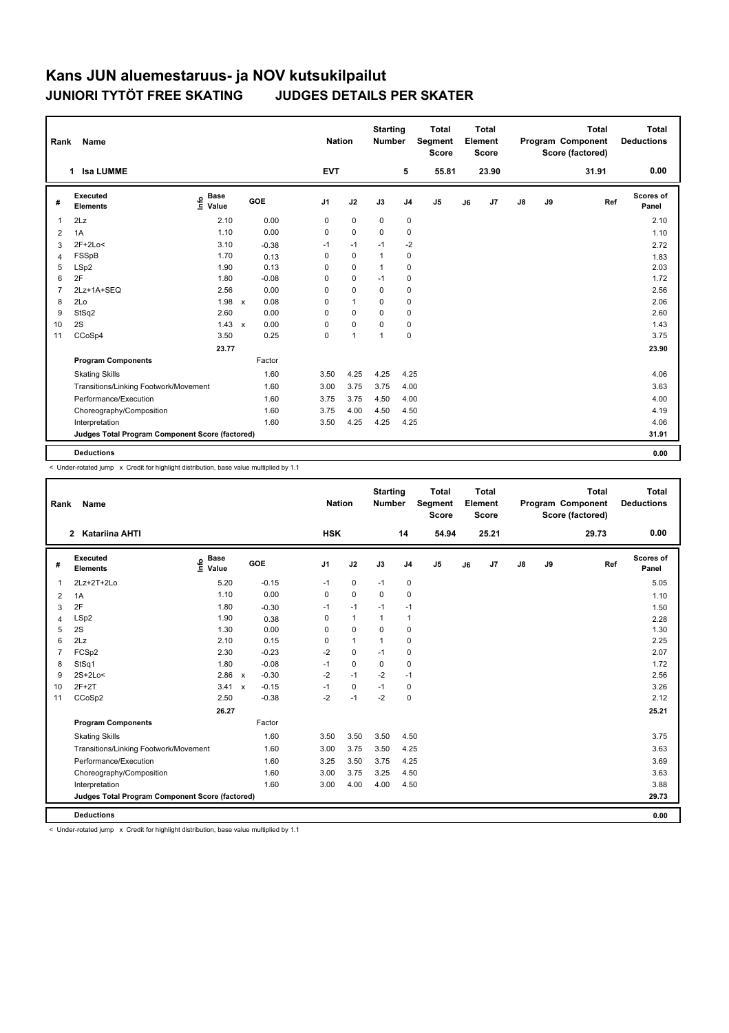# Kans JUN aluemestaruus- ja NOV kutsukilpailut

## JUNIORI TYTÖT FREE SKATING JUDGES DETAILS PER SKATER

| Rank | Name | Nation | Starting Number | Total Segment Score | Total Element Score | Total Program Component Score (factored) | Total Deductions |
|---|---|---|---|---|---|---|---|
| 1 | Isa LUMME | EVT | 5 | 55.81 | 23.90 | 31.91 | 0.00 |

| # | Executed Elements | Info | Base Value | | GOE | J1 | J2 | J3 | J4 | J5 | J6 | J7 | J8 | J9 | Ref | Scores of Panel |
|---|---|---|---|---|---|---|---|---|---|---|---|---|---|---|---|---|
| 1 | 2Lz | | 2.10 | | 0.00 | 0 | 0 | 0 | 0 | | | | | | | 2.10 |
| 2 | 1A | | 1.10 | | 0.00 | 0 | 0 | 0 | 0 | | | | | | | 1.10 |
| 3 | 2F+2Lo< | | 3.10 | | -0.38 | -1 | -1 | -1 | -2 | | | | | | | 2.72 |
| 4 | FSSpB | | 1.70 | | 0.13 | 0 | 0 | 1 | 0 | | | | | | | 1.83 |
| 5 | LSp2 | | 1.90 | | 0.13 | 0 | 0 | 1 | 0 | | | | | | | 2.03 |
| 6 | 2F | | 1.80 | | -0.08 | 0 | 0 | -1 | 0 | | | | | | | 1.72 |
| 7 | 2Lz+1A+SEQ | | 2.56 | | 0.00 | 0 | 0 | 0 | 0 | | | | | | | 2.56 |
| 8 | 2Lo | | 1.98 | x | 0.08 | 0 | 1 | 0 | 0 | | | | | | | 2.06 |
| 9 | StSq2 | | 2.60 | | 0.00 | 0 | 0 | 0 | 0 | | | | | | | 2.60 |
| 10 | 2S | | 1.43 | x | 0.00 | 0 | 0 | 0 | 0 | | | | | | | 1.43 |
| 11 | CCoSp4 | | 3.50 | | 0.25 | 0 | 1 | 1 | 0 | | | | | | | 3.75 |
| | | | 23.77 | | | | | | | | | | | | | 23.90 |
| | **Program Components** | | | | Factor | | | | | | | | | | | |
| | Skating Skills | | | | 1.60 | 3.50 | 4.25 | 4.25 | 4.25 | | | | | | | 4.06 |
| | Transitions/Linking Footwork/Movement | | | | 1.60 | 3.00 | 3.75 | 3.75 | 4.00 | | | | | | | 3.63 |
| | Performance/Execution | | | | 1.60 | 3.75 | 3.75 | 4.50 | 4.00 | | | | | | | 4.00 |
| | Choreography/Composition | | | | 1.60 | 3.75 | 4.00 | 4.50 | 4.50 | | | | | | | 4.19 |
| | Interpretation | | | | 1.60 | 3.50 | 4.25 | 4.25 | 4.25 | | | | | | | 4.06 |
| | **Judges Total Program Component Score (factored)** | | | | | | | | | | | | | | | 31.91 |
| | **Deductions** | | | | | | | | | | | | | | | 0.00 |

< Under-rotated jump x Credit for highlight distribution, base value multiplied by 1.1

| Rank | Name | Nation | Starting Number | Total Segment Score | Total Element Score | Total Program Component Score (factored) | Total Deductions |
|---|---|---|---|---|---|---|---|
| 2 | Katariina AHTI | HSK | 14 | 54.94 | 25.21 | 29.73 | 0.00 |

| # | Executed Elements | Info | Base Value | | GOE | J1 | J2 | J3 | J4 | J5 | J6 | J7 | J8 | J9 | Ref | Scores of Panel |
|---|---|---|---|---|---|---|---|---|---|---|---|---|---|---|---|---|
| 1 | 2Lz+2T+2Lo | | 5.20 | | -0.15 | -1 | 0 | -1 | 0 | | | | | | | 5.05 |
| 2 | 1A | | 1.10 | | 0.00 | 0 | 0 | 0 | 0 | | | | | | | 1.10 |
| 3 | 2F | | 1.80 | | -0.30 | -1 | -1 | -1 | -1 | | | | | | | 1.50 |
| 4 | LSp2 | | 1.90 | | 0.38 | 0 | 1 | 1 | 1 | | | | | | | 2.28 |
| 5 | 2S | | 1.30 | | 0.00 | 0 | 0 | 0 | 0 | | | | | | | 1.30 |
| 6 | 2Lz | | 2.10 | | 0.15 | 0 | 1 | 1 | 0 | | | | | | | 2.25 |
| 7 | FCSp2 | | 2.30 | | -0.23 | -2 | 0 | -1 | 0 | | | | | | | 2.07 |
| 8 | StSq1 | | 1.80 | | -0.08 | -1 | 0 | 0 | 0 | | | | | | | 1.72 |
| 9 | 2S+2Lo< | | 2.86 | x | -0.30 | -2 | -1 | -2 | -1 | | | | | | | 2.56 |
| 10 | 2F+2T | | 3.41 | x | -0.15 | -1 | 0 | -1 | 0 | | | | | | | 3.26 |
| 11 | CCoSp2 | | 2.50 | | -0.38 | -2 | -1 | -2 | 0 | | | | | | | 2.12 |
| | | | 26.27 | | | | | | | | | | | | | 25.21 |
| | **Program Components** | | | | Factor | | | | | | | | | | | |
| | Skating Skills | | | | 1.60 | 3.50 | 3.50 | 3.50 | 4.50 | | | | | | | 3.75 |
| | Transitions/Linking Footwork/Movement | | | | 1.60 | 3.00 | 3.75 | 3.50 | 4.25 | | | | | | | 3.63 |
| | Performance/Execution | | | | 1.60 | 3.25 | 3.50 | 3.75 | 4.25 | | | | | | | 3.69 |
| | Choreography/Composition | | | | 1.60 | 3.00 | 3.75 | 3.25 | 4.50 | | | | | | | 3.63 |
| | Interpretation | | | | 1.60 | 3.00 | 4.00 | 4.00 | 4.50 | | | | | | | 3.88 |
| | **Judges Total Program Component Score (factored)** | | | | | | | | | | | | | | | 29.73 |
| | **Deductions** | | | | | | | | | | | | | | | 0.00 |

< Under-rotated jump x Credit for highlight distribution, base value multiplied by 1.1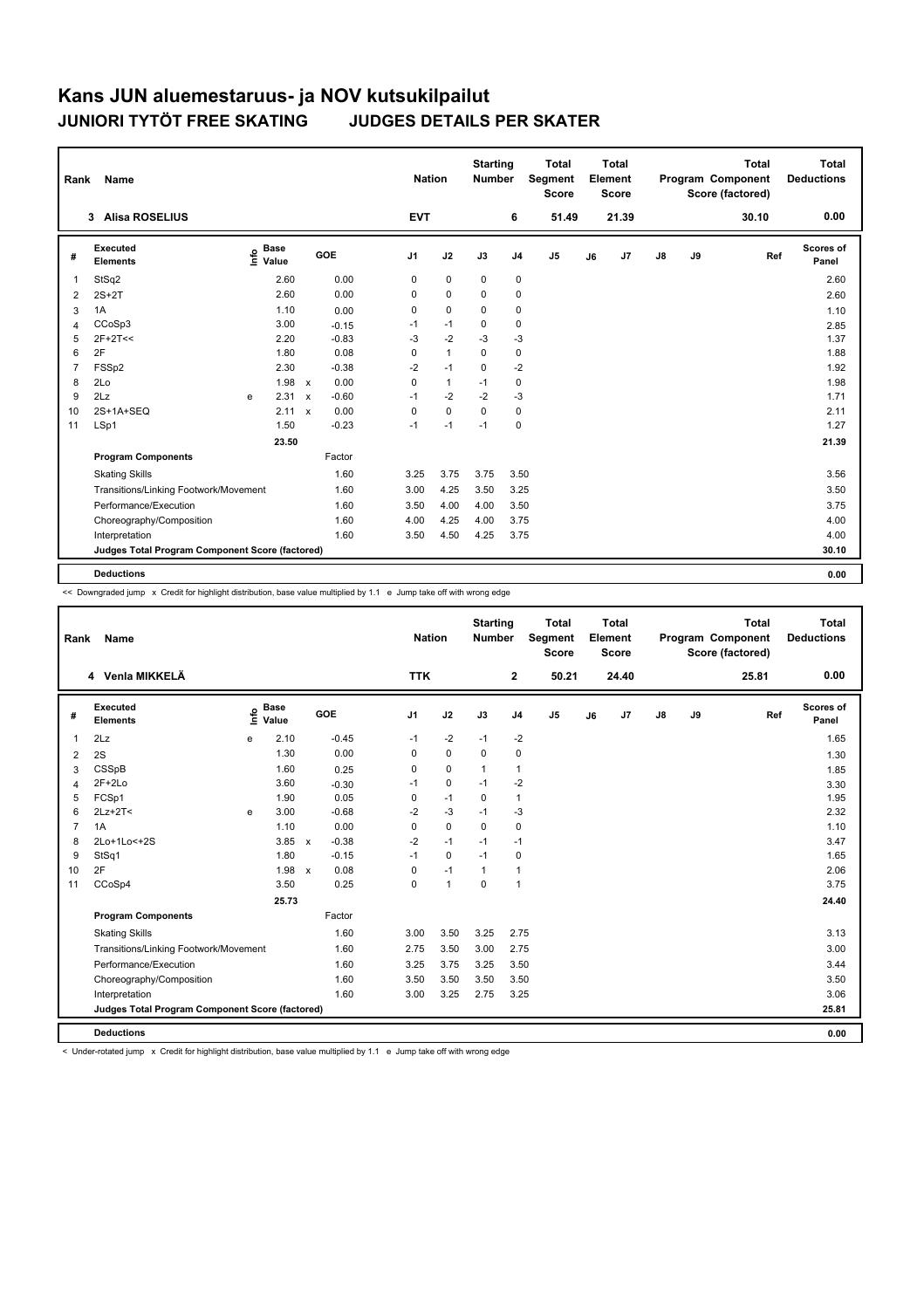# Kans JUN aluemestaruus- ja NOV kutsukilpailut

## JUNIORI TYTÖT FREE SKATING JUDGES DETAILS PER SKATER

| Rank | Name | Nation | Starting Number | Total Segment Score | Total Element Score | Total Program Component Score (factored) | Total Deductions |
|---|---|---|---|---|---|---|---|
| 3 | Alisa ROSELIUS | EVT | 6 | 51.49 | 21.39 | 30.10 | 0.00 |

| # | Executed Elements | Info | Base Value | | GOE | J1 | J2 | J3 | J4 | J5 | J6 | J7 | J8 | J9 | Ref | Scores of Panel |
|---|---|---|---|---|---|---|---|---|---|---|---|---|---|---|---|---|
| 1 | StSq2 | | 2.60 | | 0.00 | 0 | 0 | 0 | 0 | | | | | | | 2.60 |
| 2 | 2S+2T | | 2.60 | | 0.00 | 0 | 0 | 0 | 0 | | | | | | | 2.60 |
| 3 | 1A | | 1.10 | | 0.00 | 0 | 0 | 0 | 0 | | | | | | | 1.10 |
| 4 | CCoSp3 | | 3.00 | | -0.15 | -1 | -1 | 0 | 0 | | | | | | | 2.85 |
| 5 | 2F+2T<< | | 2.20 | | -0.83 | -3 | -2 | -3 | -3 | | | | | | | 1.37 |
| 6 | 2F | | 1.80 | | 0.08 | 0 | 1 | 0 | 0 | | | | | | | 1.88 |
| 7 | FSSp2 | | 2.30 | | -0.38 | -2 | -1 | 0 | -2 | | | | | | | 1.92 |
| 8 | 2Lo | | 1.98 | x | 0.00 | 0 | 1 | -1 | 0 | | | | | | | 1.98 |
| 9 | 2Lz | e | 2.31 | x | -0.60 | -1 | -2 | -2 | -3 | | | | | | | 1.71 |
| 10 | 2S+1A+SEQ | | 2.11 | x | 0.00 | 0 | 0 | 0 | 0 | | | | | | | 2.11 |
| 11 | LSp1 | | 1.50 | | -0.23 | -1 | -1 | -1 | 0 | | | | | | | 1.27 |
| | | | 23.50 | | | | | | | | | | | | | 21.39 |
| | **Program Components** | | | | Factor | | | | | | | | | | | |
| | Skating Skills | | | | 1.60 | 3.25 | 3.75 | 3.75 | 3.50 | | | | | | | 3.56 |
| | Transitions/Linking Footwork/Movement | | | | 1.60 | 3.00 | 4.25 | 3.50 | 3.25 | | | | | | | 3.50 |
| | Performance/Execution | | | | 1.60 | 3.50 | 4.00 | 4.00 | 3.50 | | | | | | | 3.75 |
| | Choreography/Composition | | | | 1.60 | 4.00 | 4.25 | 4.00 | 3.75 | | | | | | | 4.00 |
| | Interpretation | | | | 1.60 | 3.50 | 4.50 | 4.25 | 3.75 | | | | | | | 4.00 |
| | **Judges Total Program Component Score (factored)** | | | | | | | | | | | | | | | 30.10 |
| | **Deductions** | | | | | | | | | | | | | | | 0.00 |

<< Downgraded jump x Credit for highlight distribution, base value multiplied by 1.1 e Jump take off with wrong edge

| Rank | Name | Nation | Starting Number | Total Segment Score | Total Element Score | Total Program Component Score (factored) | Total Deductions |
|---|---|---|---|---|---|---|---|
| 4 | Venla MIKKELÄ | TTK | 2 | 50.21 | 24.40 | 25.81 | 0.00 |

| # | Executed Elements | Info | Base Value | | GOE | J1 | J2 | J3 | J4 | J5 | J6 | J7 | J8 | J9 | Ref | Scores of Panel |
|---|---|---|---|---|---|---|---|---|---|---|---|---|---|---|---|---|
| 1 | 2Lz | e | 2.10 | | -0.45 | -1 | -2 | -1 | -2 | | | | | | | 1.65 |
| 2 | 2S | | 1.30 | | 0.00 | 0 | 0 | 0 | 0 | | | | | | | 1.30 |
| 3 | CSSpB | | 1.60 | | 0.25 | 0 | 0 | 1 | 1 | | | | | | | 1.85 |
| 4 | 2F+2Lo | | 3.60 | | -0.30 | -1 | 0 | -1 | -2 | | | | | | | 3.30 |
| 5 | FCSp1 | | 1.90 | | 0.05 | 0 | -1 | 0 | 1 | | | | | | | 1.95 |
| 6 | 2Lz+2T< | e | 3.00 | | -0.68 | -2 | -3 | -1 | -3 | | | | | | | 2.32 |
| 7 | 1A | | 1.10 | | 0.00 | 0 | 0 | 0 | 0 | | | | | | | 1.10 |
| 8 | 2Lo+1Lo<+2S | | 3.85 | x | -0.38 | -2 | -1 | -1 | -1 | | | | | | | 3.47 |
| 9 | StSq1 | | 1.80 | | -0.15 | -1 | 0 | -1 | 0 | | | | | | | 1.65 |
| 10 | 2F | | 1.98 | x | 0.08 | 0 | -1 | 1 | 1 | | | | | | | 2.06 |
| 11 | CCoSp4 | | 3.50 | | 0.25 | 0 | 1 | 0 | 1 | | | | | | | 3.75 |
| | | | 25.73 | | | | | | | | | | | | | 24.40 |
| | **Program Components** | | | | Factor | | | | | | | | | | | |
| | Skating Skills | | | | 1.60 | 3.00 | 3.50 | 3.25 | 2.75 | | | | | | | 3.13 |
| | Transitions/Linking Footwork/Movement | | | | 1.60 | 2.75 | 3.50 | 3.00 | 2.75 | | | | | | | 3.00 |
| | Performance/Execution | | | | 1.60 | 3.25 | 3.75 | 3.25 | 3.50 | | | | | | | 3.44 |
| | Choreography/Composition | | | | 1.60 | 3.50 | 3.50 | 3.50 | 3.50 | | | | | | | 3.50 |
| | Interpretation | | | | 1.60 | 3.00 | 3.25 | 2.75 | 3.25 | | | | | | | 3.06 |
| | **Judges Total Program Component Score (factored)** | | | | | | | | | | | | | | | 25.81 |
| | **Deductions** | | | | | | | | | | | | | | | 0.00 |

< Under-rotated jump x Credit for highlight distribution, base value multiplied by 1.1 e Jump take off with wrong edge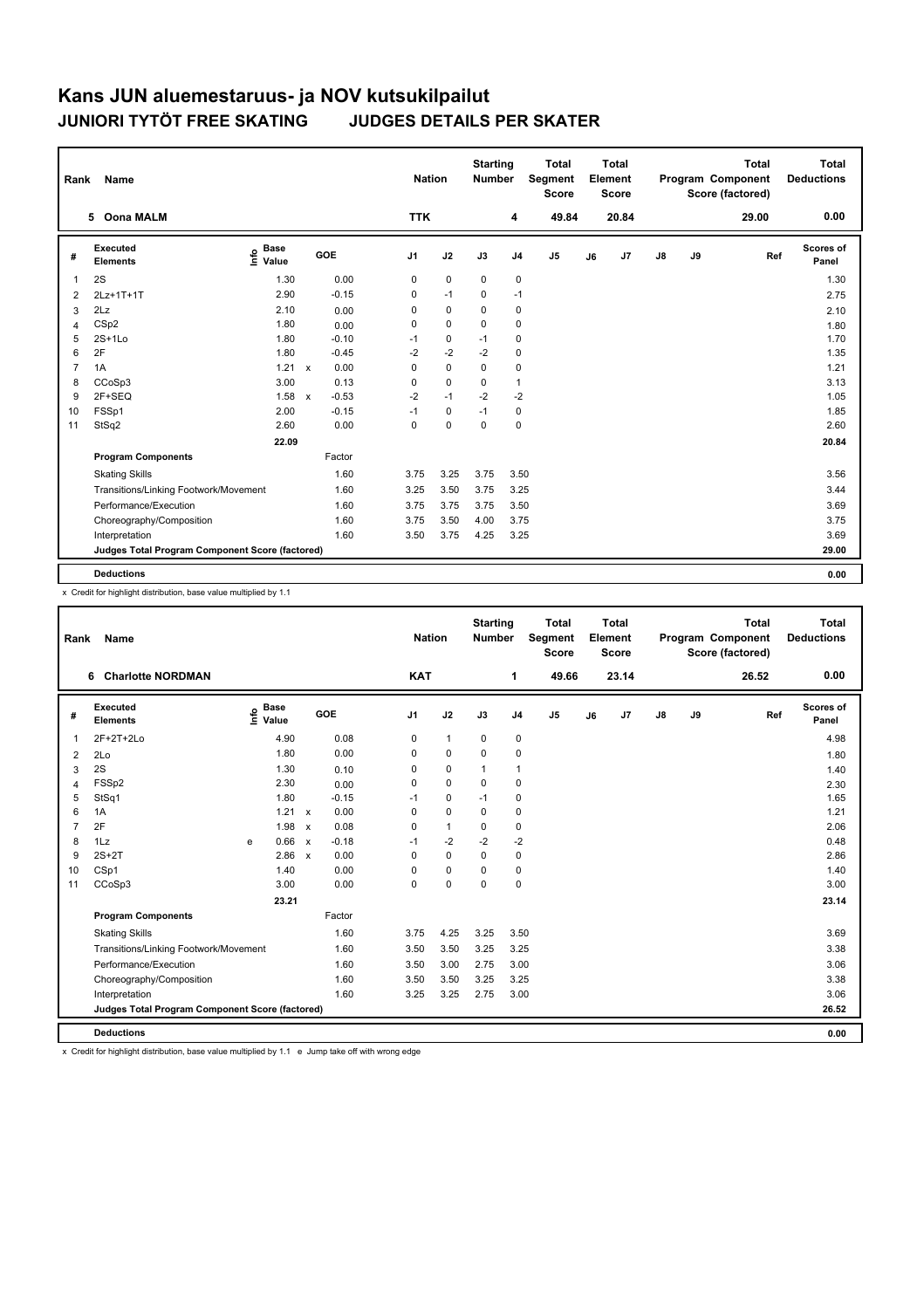# Kans JUN aluemestaruus- ja NOV kutsukilpailut

## JUNIORI TYTÖT FREE SKATING JUDGES DETAILS PER SKATER

| Rank | Name | Nation | Starting Number | Total Segment Score | Total Element Score | Total Program Component Score (factored) | Total Deductions |
|---|---|---|---|---|---|---|---|
| 5 | Oona MALM | TTK | 4 | 49.84 | 20.84 | 29.00 | 0.00 |

| # | Executed Elements | Info | Base Value | | GOE | J1 | J2 | J3 | J4 | J5 | J6 | J7 | J8 | J9 | Ref | Scores of Panel |
|---|---|---|---|---|---|---|---|---|---|---|---|---|---|---|---|---|
| 1 | 2S | | 1.30 | | 0.00 | 0 | 0 | 0 | 0 | | | | | | | 1.30 |
| 2 | 2Lz+1T+1T | | 2.90 | | -0.15 | 0 | -1 | 0 | -1 | | | | | | | 2.75 |
| 3 | 2Lz | | 2.10 | | 0.00 | 0 | 0 | 0 | 0 | | | | | | | 2.10 |
| 4 | CSp2 | | 1.80 | | 0.00 | 0 | 0 | 0 | 0 | | | | | | | 1.80 |
| 5 | 2S+1Lo | | 1.80 | | -0.10 | -1 | 0 | -1 | 0 | | | | | | | 1.70 |
| 6 | 2F | | 1.80 | | -0.45 | -2 | -2 | -2 | 0 | | | | | | | 1.35 |
| 7 | 1A | | 1.21 | x | 0.00 | 0 | 0 | 0 | 0 | | | | | | | 1.21 |
| 8 | CCoSp3 | | 3.00 | | 0.13 | 0 | 0 | 0 | 1 | | | | | | | 3.13 |
| 9 | 2F+SEQ | | 1.58 | x | -0.53 | -2 | -1 | -2 | -2 | | | | | | | 1.05 |
| 10 | FSSp1 | | 2.00 | | -0.15 | -1 | 0 | -1 | 0 | | | | | | | 1.85 |
| 11 | StSq2 | | 2.60 | | 0.00 | 0 | 0 | 0 | 0 | | | | | | | 2.60 |
| | | | 22.09 | | | | | | | | | | | | | 20.84 |
| | **Program Components** | | | | Factor | | | | | | | | | | | |
| | Skating Skills | | | | 1.60 | 3.75 | 3.25 | 3.75 | 3.50 | | | | | | | 3.56 |
| | Transitions/Linking Footwork/Movement | | | | 1.60 | 3.25 | 3.50 | 3.75 | 3.25 | | | | | | | 3.44 |
| | Performance/Execution | | | | 1.60 | 3.75 | 3.75 | 3.75 | 3.50 | | | | | | | 3.69 |
| | Choreography/Composition | | | | 1.60 | 3.75 | 3.50 | 4.00 | 3.75 | | | | | | | 3.75 |
| | Interpretation | | | | 1.60 | 3.50 | 3.75 | 4.25 | 3.25 | | | | | | | 3.69 |
| | **Judges Total Program Component Score (factored)** | | | | | | | | | | | | | | | 29.00 |
| | **Deductions** | | | | | | | | | | | | | | | 0.00 |

x Credit for highlight distribution, base value multiplied by 1.1

| Rank | Name | Nation | Starting Number | Total Segment Score | Total Element Score | Total Program Component Score (factored) | Total Deductions |
|---|---|---|---|---|---|---|---|
| 6 | Charlotte NORDMAN | KAT | 1 | 49.66 | 23.14 | 26.52 | 0.00 |

| # | Executed Elements | Info | Base Value | | GOE | J1 | J2 | J3 | J4 | J5 | J6 | J7 | J8 | J9 | Ref | Scores of Panel |
|---|---|---|---|---|---|---|---|---|---|---|---|---|---|---|---|---|
| 1 | 2F+2T+2Lo | | 4.90 | | 0.08 | 0 | 1 | 0 | 0 | | | | | | | 4.98 |
| 2 | 2Lo | | 1.80 | | 0.00 | 0 | 0 | 0 | 0 | | | | | | | 1.80 |
| 3 | 2S | | 1.30 | | 0.10 | 0 | 0 | 1 | 1 | | | | | | | 1.40 |
| 4 | FSSp2 | | 2.30 | | 0.00 | 0 | 0 | 0 | 0 | | | | | | | 2.30 |
| 5 | StSq1 | | 1.80 | | -0.15 | -1 | 0 | -1 | 0 | | | | | | | 1.65 |
| 6 | 1A | | 1.21 | x | 0.00 | 0 | 0 | 0 | 0 | | | | | | | 1.21 |
| 7 | 2F | | 1.98 | x | 0.08 | 0 | 1 | 0 | 0 | | | | | | | 2.06 |
| 8 | 1Lz | e | 0.66 | x | -0.18 | -1 | -2 | -2 | -2 | | | | | | | 0.48 |
| 9 | 2S+2T | | 2.86 | x | 0.00 | 0 | 0 | 0 | 0 | | | | | | | 2.86 |
| 10 | CSp1 | | 1.40 | | 0.00 | 0 | 0 | 0 | 0 | | | | | | | 1.40 |
| 11 | CCoSp3 | | 3.00 | | 0.00 | 0 | 0 | 0 | 0 | | | | | | | 3.00 |
| | | | 23.21 | | | | | | | | | | | | | 23.14 |
| | **Program Components** | | | | Factor | | | | | | | | | | | |
| | Skating Skills | | | | 1.60 | 3.75 | 4.25 | 3.25 | 3.50 | | | | | | | 3.69 |
| | Transitions/Linking Footwork/Movement | | | | 1.60 | 3.50 | 3.50 | 3.25 | 3.25 | | | | | | | 3.38 |
| | Performance/Execution | | | | 1.60 | 3.50 | 3.00 | 2.75 | 3.00 | | | | | | | 3.06 |
| | Choreography/Composition | | | | 1.60 | 3.50 | 3.50 | 3.25 | 3.25 | | | | | | | 3.38 |
| | Interpretation | | | | 1.60 | 3.25 | 3.25 | 2.75 | 3.00 | | | | | | | 3.06 |
| | **Judges Total Program Component Score (factored)** | | | | | | | | | | | | | | | 26.52 |
| | **Deductions** | | | | | | | | | | | | | | | 0.00 |

x Credit for highlight distribution, base value multiplied by 1.1 e Jump take off with wrong edge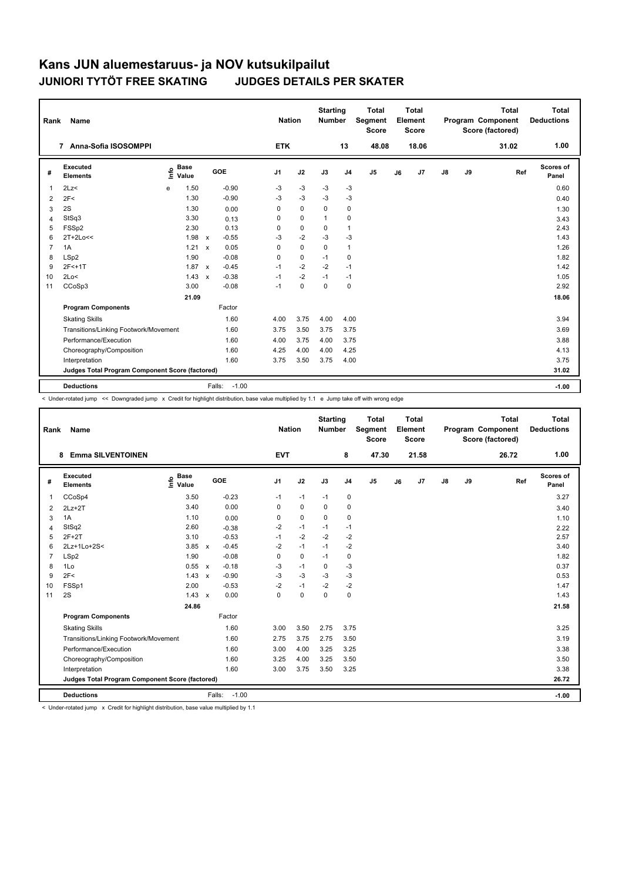# Kans JUN aluemestaruus- ja NOV kutsukilpailut

## JUNIORI TYTÖT FREE SKATING JUDGES DETAILS PER SKATER

| Rank | Name | Nation | Starting Number | Total Segment Score | Total Element Score | Total Program Component Score (factored) | Total Deductions |
|---|---|---|---|---|---|---|---|
| 7 | Anna-Sofia ISOSOMPPI | ETK | 13 | 48.08 | 18.06 | 31.02 | 1.00 |

| # | Executed Elements | Info | Base Value | | GOE | J1 | J2 | J3 | J4 | J5 | J6 | J7 | J8 | J9 | Ref | Scores of Panel |
|---|---|---|---|---|---|---|---|---|---|---|---|---|---|---|---|---|
| 1 | 2Lz< | e | 1.50 | | -0.90 | -3 | -3 | -3 | -3 | | | | | | | 0.60 |
| 2 | 2F< | | 1.30 | | -0.90 | -3 | -3 | -3 | -3 | | | | | | | 0.40 |
| 3 | 2S | | 1.30 | | 0.00 | 0 | 0 | 0 | 0 | | | | | | | 1.30 |
| 4 | StSq3 | | 3.30 | | 0.13 | 0 | 0 | 1 | 0 | | | | | | | 3.43 |
| 5 | FSSp2 | | 2.30 | | 0.13 | 0 | 0 | 0 | 1 | | | | | | | 2.43 |
| 6 | 2T+2Lo<< | | 1.98 | x | -0.55 | -3 | -2 | -3 | -3 | | | | | | | 1.43 |
| 7 | 1A | | 1.21 | x | 0.05 | 0 | 0 | 0 | 1 | | | | | | | 1.26 |
| 8 | LSp2 | | 1.90 | | -0.08 | 0 | 0 | -1 | 0 | | | | | | | 1.82 |
| 9 | 2F<+1T | | 1.87 | x | -0.45 | -1 | -2 | -2 | -1 | | | | | | | 1.42 |
| 10 | 2Lo< | | 1.43 | x | -0.38 | -1 | -2 | -1 | -1 | | | | | | | 1.05 |
| 11 | CCoSp3 | | 3.00 | | -0.08 | -1 | 0 | 0 | 0 | | | | | | | 2.92 |
| | | | 21.09 | | | | | | | | | | | | | 18.06 |
| | **Program Components** | | | | Factor | | | | | | | | | | | |
| | Skating Skills | | | | 1.60 | 4.00 | 3.75 | 4.00 | 4.00 | | | | | | | 3.94 |
| | Transitions/Linking Footwork/Movement | | | | 1.60 | 3.75 | 3.50 | 3.75 | 3.75 | | | | | | | 3.69 |
| | Performance/Execution | | | | 1.60 | 4.00 | 3.75 | 4.00 | 3.75 | | | | | | | 3.88 |
| | Choreography/Composition | | | | 1.60 | 4.25 | 4.00 | 4.00 | 4.25 | | | | | | | 4.13 |
| | Interpretation | | | | 1.60 | 3.75 | 3.50 | 3.75 | 4.00 | | | | | | | 3.75 |
| | **Judges Total Program Component Score (factored)** | | | | | | | | | | | | | | | 31.02 |
| | **Deductions** | | | | Falls: -1.00 | | | | | | | | | | | -1.00 |

< Under-rotated jump << Downgraded jump x Credit for highlight distribution, base value multiplied by 1.1 e Jump take off with wrong edge

| Rank | Name | Nation | Starting Number | Total Segment Score | Total Element Score | Total Program Component Score (factored) | Total Deductions |
|---|---|---|---|---|---|---|---|
| 8 | Emma SILVENTOINEN | EVT | 8 | 47.30 | 21.58 | 26.72 | 1.00 |

| # | Executed Elements | Info | Base Value | | GOE | J1 | J2 | J3 | J4 | J5 | J6 | J7 | J8 | J9 | Ref | Scores of Panel |
|---|---|---|---|---|---|---|---|---|---|---|---|---|---|---|---|---|
| 1 | CCoSp4 | | 3.50 | | -0.23 | -1 | -1 | -1 | 0 | | | | | | | 3.27 |
| 2 | 2Lz+2T | | 3.40 | | 0.00 | 0 | 0 | 0 | 0 | | | | | | | 3.40 |
| 3 | 1A | | 1.10 | | 0.00 | 0 | 0 | 0 | 0 | | | | | | | 1.10 |
| 4 | StSq2 | | 2.60 | | -0.38 | -2 | -1 | -1 | -1 | | | | | | | 2.22 |
| 5 | 2F+2T | | 3.10 | | -0.53 | -1 | -2 | -2 | -2 | | | | | | | 2.57 |
| 6 | 2Lz+1Lo+2S< | | 3.85 | x | -0.45 | -2 | -1 | -1 | -2 | | | | | | | 3.40 |
| 7 | LSp2 | | 1.90 | | -0.08 | 0 | 0 | -1 | 0 | | | | | | | 1.82 |
| 8 | 1Lo | | 0.55 | x | -0.18 | -3 | -1 | 0 | -3 | | | | | | | 0.37 |
| 9 | 2F< | | 1.43 | x | -0.90 | -3 | -3 | -3 | -3 | | | | | | | 0.53 |
| 10 | FSSp1 | | 2.00 | | -0.53 | -2 | -1 | -2 | -2 | | | | | | | 1.47 |
| 11 | 2S | | 1.43 | x | 0.00 | 0 | 0 | 0 | 0 | | | | | | | 1.43 |
| | | | 24.86 | | | | | | | | | | | | | 21.58 |
| | **Program Components** | | | | Factor | | | | | | | | | | | |
| | Skating Skills | | | | 1.60 | 3.00 | 3.50 | 2.75 | 3.75 | | | | | | | 3.25 |
| | Transitions/Linking Footwork/Movement | | | | 1.60 | 2.75 | 3.75 | 2.75 | 3.50 | | | | | | | 3.19 |
| | Performance/Execution | | | | 1.60 | 3.00 | 4.00 | 3.25 | 3.25 | | | | | | | 3.38 |
| | Choreography/Composition | | | | 1.60 | 3.25 | 4.00 | 3.25 | 3.50 | | | | | | | 3.50 |
| | Interpretation | | | | 1.60 | 3.00 | 3.75 | 3.50 | 3.25 | | | | | | | 3.38 |
| | **Judges Total Program Component Score (factored)** | | | | | | | | | | | | | | | 26.72 |
| | **Deductions** | | | | Falls: -1.00 | | | | | | | | | | | -1.00 |

< Under-rotated jump x Credit for highlight distribution, base value multiplied by 1.1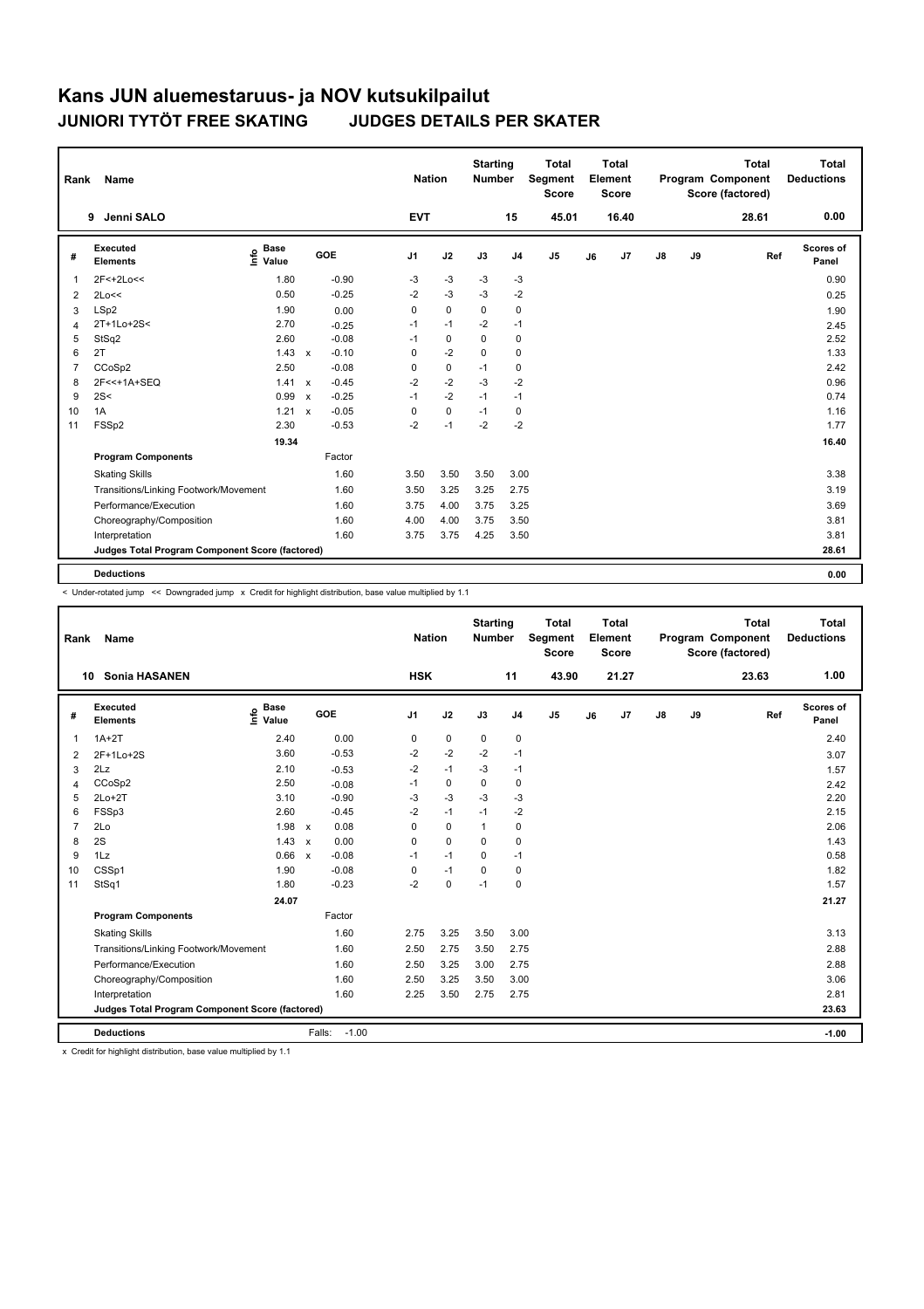# Kans JUN aluemestaruus- ja NOV kutsukilpailut

## JUNIORI TYTÖT FREE SKATING JUDGES DETAILS PER SKATER

| Rank | Name | Nation | Starting Number | Total Segment Score | Total Element Score | Total Program Component Score (factored) | Total Deductions |
|---|---|---|---|---|---|---|---|
| 9 | Jenni SALO | EVT | 15 | 45.01 | 16.40 | 28.61 | 0.00 |

| # | Executed Elements | Info | Base Value | | GOE | J1 | J2 | J3 | J4 | J5 | J6 | J7 | J8 | J9 | Ref | Scores of Panel |
|---|---|---|---|---|---|---|---|---|---|---|---|---|---|---|---|---|
| 1 | 2F<+2Lo<< | | 1.80 | | -0.90 | -3 | -3 | -3 | -3 | | | | | | | 0.90 |
| 2 | 2Lo<< | | 0.50 | | -0.25 | -2 | -3 | -3 | -2 | | | | | | | 0.25 |
| 3 | LSp2 | | 1.90 | | 0.00 | 0 | 0 | 0 | 0 | | | | | | | 1.90 |
| 4 | 2T+1Lo+2S< | | 2.70 | | -0.25 | -1 | -1 | -2 | -1 | | | | | | | 2.45 |
| 5 | StSq2 | | 2.60 | | -0.08 | -1 | 0 | 0 | 0 | | | | | | | 2.52 |
| 6 | 2T | | 1.43 | x | -0.10 | 0 | -2 | 0 | 0 | | | | | | | 1.33 |
| 7 | CCoSp2 | | 2.50 | | -0.08 | 0 | 0 | -1 | 0 | | | | | | | 2.42 |
| 8 | 2F<<+1A+SEQ | | 1.41 | x | -0.45 | -2 | -2 | -3 | -2 | | | | | | | 0.96 |
| 9 | 2S< | | 0.99 | x | -0.25 | -1 | -2 | -1 | -1 | | | | | | | 0.74 |
| 10 | 1A | | 1.21 | x | -0.05 | 0 | 0 | -1 | 0 | | | | | | | 1.16 |
| 11 | FSSp2 | | 2.30 | | -0.53 | -2 | -1 | -2 | -2 | | | | | | | 1.77 |
| | | | 19.34 | | | | | | | | | | | | | 16.40 |
| | **Program Components** | | | | Factor | | | | | | | | | | | |
| | Skating Skills | | | | 1.60 | 3.50 | 3.50 | 3.50 | 3.00 | | | | | | | 3.38 |
| | Transitions/Linking Footwork/Movement | | | | 1.60 | 3.50 | 3.25 | 3.25 | 2.75 | | | | | | | 3.19 |
| | Performance/Execution | | | | 1.60 | 3.75 | 4.00 | 3.75 | 3.25 | | | | | | | 3.69 |
| | Choreography/Composition | | | | 1.60 | 4.00 | 4.00 | 3.75 | 3.50 | | | | | | | 3.81 |
| | Interpretation | | | | 1.60 | 3.75 | 3.75 | 4.25 | 3.50 | | | | | | | 3.81 |
| | **Judges Total Program Component Score (factored)** | | | | | | | | | | | | | | | 28.61 |
| | **Deductions** | | | | | | | | | | | | | | | 0.00 |

< Under-rotated jump << Downgraded jump x Credit for highlight distribution, base value multiplied by 1.1

| Rank | Name | Nation | Starting Number | Total Segment Score | Total Element Score | Total Program Component Score (factored) | Total Deductions |
|---|---|---|---|---|---|---|---|
| 10 | Sonia HASANEN | HSK | 11 | 43.90 | 21.27 | 23.63 | 1.00 |

| # | Executed Elements | Info | Base Value | | GOE | J1 | J2 | J3 | J4 | J5 | J6 | J7 | J8 | J9 | Ref | Scores of Panel |
|---|---|---|---|---|---|---|---|---|---|---|---|---|---|---|---|---|
| 1 | 1A+2T | | 2.40 | | 0.00 | 0 | 0 | 0 | 0 | | | | | | | 2.40 |
| 2 | 2F+1Lo+2S | | 3.60 | | -0.53 | -2 | -2 | -2 | -1 | | | | | | | 3.07 |
| 3 | 2Lz | | 2.10 | | -0.53 | -2 | -1 | -3 | -1 | | | | | | | 1.57 |
| 4 | CCoSp2 | | 2.50 | | -0.08 | -1 | 0 | 0 | 0 | | | | | | | 2.42 |
| 5 | 2Lo+2T | | 3.10 | | -0.90 | -3 | -3 | -3 | -3 | | | | | | | 2.20 |
| 6 | FSSp3 | | 2.60 | | -0.45 | -2 | -1 | -1 | -2 | | | | | | | 2.15 |
| 7 | 2Lo | | 1.98 | x | 0.08 | 0 | 0 | 1 | 0 | | | | | | | 2.06 |
| 8 | 2S | | 1.43 | x | 0.00 | 0 | 0 | 0 | 0 | | | | | | | 1.43 |
| 9 | 1Lz | | 0.66 | x | -0.08 | -1 | -1 | 0 | -1 | | | | | | | 0.58 |
| 10 | CSSp1 | | 1.90 | | -0.08 | 0 | -1 | 0 | 0 | | | | | | | 1.82 |
| 11 | StSq1 | | 1.80 | | -0.23 | -2 | 0 | -1 | 0 | | | | | | | 1.57 |
| | | | 24.07 | | | | | | | | | | | | | 21.27 |
| | **Program Components** | | | | Factor | | | | | | | | | | | |
| | Skating Skills | | | | 1.60 | 2.75 | 3.25 | 3.50 | 3.00 | | | | | | | 3.13 |
| | Transitions/Linking Footwork/Movement | | | | 1.60 | 2.50 | 2.75 | 3.50 | 2.75 | | | | | | | 2.88 |
| | Performance/Execution | | | | 1.60 | 2.50 | 3.25 | 3.00 | 2.75 | | | | | | | 2.88 |
| | Choreography/Composition | | | | 1.60 | 2.50 | 3.25 | 3.50 | 3.00 | | | | | | | 3.06 |
| | Interpretation | | | | 1.60 | 2.25 | 3.50 | 2.75 | 2.75 | | | | | | | 2.81 |
| | **Judges Total Program Component Score (factored)** | | | | | | | | | | | | | | | 23.63 |
| | **Deductions** | | | | Falls: -1.00 | | | | | | | | | | | -1.00 |

x Credit for highlight distribution, base value multiplied by 1.1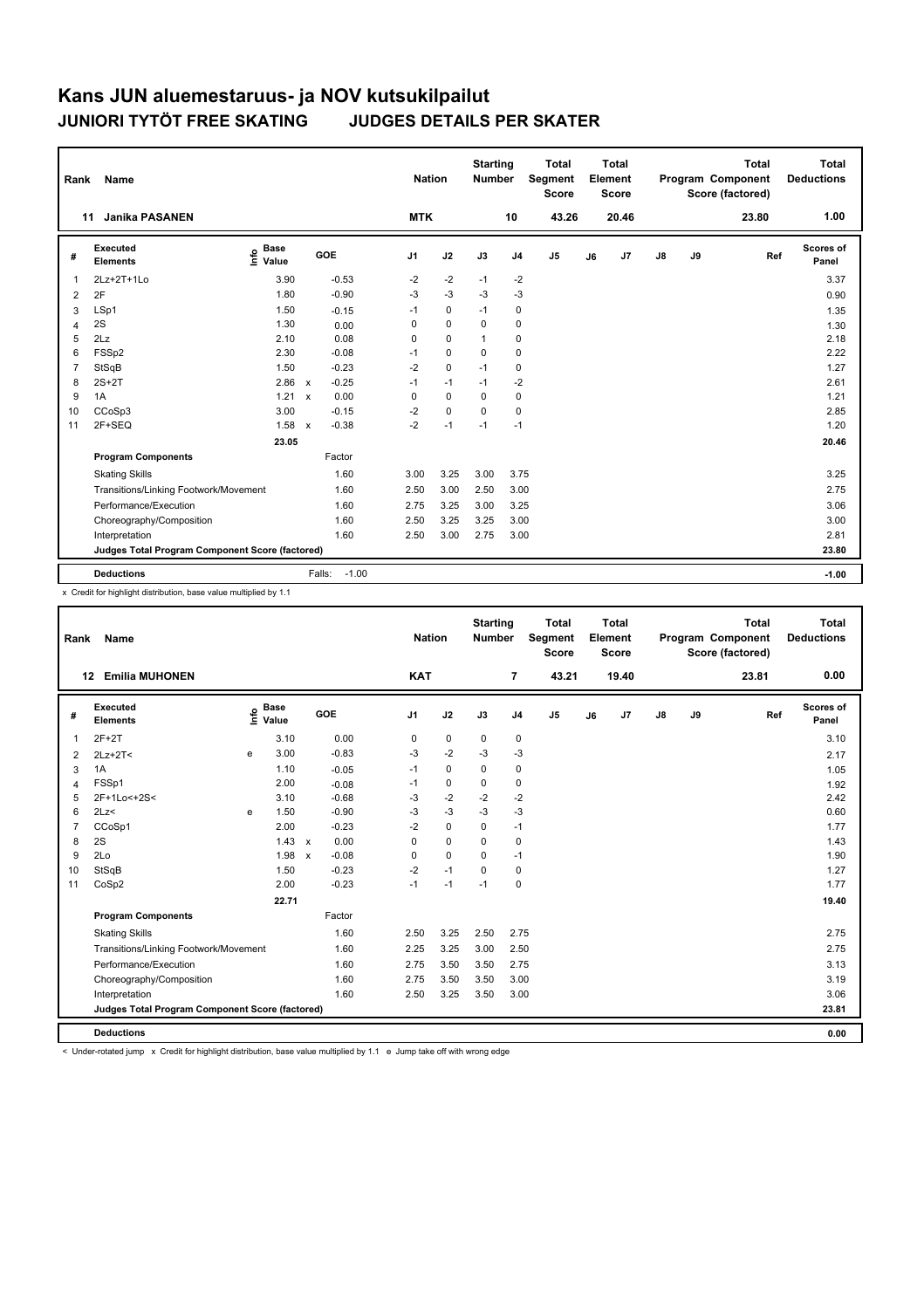# Kans JUN aluemestaruus- ja NOV kutsukilpailut

## JUNIORI TYTÖT FREE SKATING JUDGES DETAILS PER SKATER

| Rank | Name | Nation | Starting Number | Total Segment Score | Total Element Score | Total Program Component Score (factored) | Total Deductions |
|---|---|---|---|---|---|---|---|
| 11 | Janika PASANEN | MTK | 10 | 43.26 | 20.46 | 23.80 | 1.00 |

| # | Executed Elements | Info | Base Value | | GOE | J1 | J2 | J3 | J4 | J5 | J6 | J7 | J8 | J9 | Ref | Scores of Panel |
|---|---|---|---|---|---|---|---|---|---|---|---|---|---|---|---|---|
| 1 | 2Lz+2T+1Lo | | 3.90 | | -0.53 | -2 | -2 | -1 | -2 | | | | | | | 3.37 |
| 2 | 2F | | 1.80 | | -0.90 | -3 | -3 | -3 | -3 | | | | | | | 0.90 |
| 3 | LSp1 | | 1.50 | | -0.15 | -1 | 0 | -1 | 0 | | | | | | | 1.35 |
| 4 | 2S | | 1.30 | | 0.00 | 0 | 0 | 0 | 0 | | | | | | | 1.30 |
| 5 | 2Lz | | 2.10 | | 0.08 | 0 | 0 | 1 | 0 | | | | | | | 2.18 |
| 6 | FSSp2 | | 2.30 | | -0.08 | -1 | 0 | 0 | 0 | | | | | | | 2.22 |
| 7 | StSqB | | 1.50 | | -0.23 | -2 | 0 | -1 | 0 | | | | | | | 1.27 |
| 8 | 2S+2T | | 2.86 | x | -0.25 | -1 | -1 | -1 | -2 | | | | | | | 2.61 |
| 9 | 1A | | 1.21 | x | 0.00 | 0 | 0 | 0 | 0 | | | | | | | 1.21 |
| 10 | CCoSp3 | | 3.00 | | -0.15 | -2 | 0 | 0 | 0 | | | | | | | 2.85 |
| 11 | 2F+SEQ | | 1.58 | x | -0.38 | -2 | -1 | -1 | -1 | | | | | | | 1.20 |
| | | | 23.05 | | | | | | | | | | | | | 20.46 |
| | **Program Components** | | | | Factor | | | | | | | | | | | |
| | Skating Skills | | | | 1.60 | 3.00 | 3.25 | 3.00 | 3.75 | | | | | | | 3.25 |
| | Transitions/Linking Footwork/Movement | | | | 1.60 | 2.50 | 3.00 | 2.50 | 3.00 | | | | | | | 2.75 |
| | Performance/Execution | | | | 1.60 | 2.75 | 3.25 | 3.00 | 3.25 | | | | | | | 3.06 |
| | Choreography/Composition | | | | 1.60 | 2.50 | 3.25 | 3.25 | 3.00 | | | | | | | 3.00 |
| | Interpretation | | | | 1.60 | 2.50 | 3.00 | 2.75 | 3.00 | | | | | | | 2.81 |
| | **Judges Total Program Component Score (factored)** | | | | | | | | | | | | | | | 23.80 |
| | **Deductions** | | | | Falls: -1.00 | | | | | | | | | | | -1.00 |

x Credit for highlight distribution, base value multiplied by 1.1

| Rank | Name | Nation | Starting Number | Total Segment Score | Total Element Score | Total Program Component Score (factored) | Total Deductions |
|---|---|---|---|---|---|---|---|
| 12 | Emilia MUHONEN | KAT | 7 | 43.21 | 19.40 | 23.81 | 0.00 |

| # | Executed Elements | Info | Base Value | | GOE | J1 | J2 | J3 | J4 | J5 | J6 | J7 | J8 | J9 | Ref | Scores of Panel |
|---|---|---|---|---|---|---|---|---|---|---|---|---|---|---|---|---|
| 1 | 2F+2T | | 3.10 | | 0.00 | 0 | 0 | 0 | 0 | | | | | | | 3.10 |
| 2 | 2Lz+2T< | e | 3.00 | | -0.83 | -3 | -2 | -3 | -3 | | | | | | | 2.17 |
| 3 | 1A | | 1.10 | | -0.05 | -1 | 0 | 0 | 0 | | | | | | | 1.05 |
| 4 | FSSp1 | | 2.00 | | -0.08 | -1 | 0 | 0 | 0 | | | | | | | 1.92 |
| 5 | 2F+1Lo<+2S< | | 3.10 | | -0.68 | -3 | -2 | -2 | -2 | | | | | | | 2.42 |
| 6 | 2Lz< | e | 1.50 | | -0.90 | -3 | -3 | -3 | -3 | | | | | | | 0.60 |
| 7 | CCoSp1 | | 2.00 | | -0.23 | -2 | 0 | 0 | -1 | | | | | | | 1.77 |
| 8 | 2S | | 1.43 | x | 0.00 | 0 | 0 | 0 | 0 | | | | | | | 1.43 |
| 9 | 2Lo | | 1.98 | x | -0.08 | 0 | 0 | 0 | -1 | | | | | | | 1.90 |
| 10 | StSqB | | 1.50 | | -0.23 | -2 | -1 | 0 | 0 | | | | | | | 1.27 |
| 11 | CoSp2 | | 2.00 | | -0.23 | -1 | -1 | -1 | 0 | | | | | | | 1.77 |
| | | | 22.71 | | | | | | | | | | | | | 19.40 |
| | **Program Components** | | | | Factor | | | | | | | | | | | |
| | Skating Skills | | | | 1.60 | 2.50 | 3.25 | 2.50 | 2.75 | | | | | | | 2.75 |
| | Transitions/Linking Footwork/Movement | | | | 1.60 | 2.25 | 3.25 | 3.00 | 2.50 | | | | | | | 2.75 |
| | Performance/Execution | | | | 1.60 | 2.75 | 3.50 | 3.50 | 2.75 | | | | | | | 3.13 |
| | Choreography/Composition | | | | 1.60 | 2.75 | 3.50 | 3.50 | 3.00 | | | | | | | 3.19 |
| | Interpretation | | | | 1.60 | 2.50 | 3.25 | 3.50 | 3.00 | | | | | | | 3.06 |
| | **Judges Total Program Component Score (factored)** | | | | | | | | | | | | | | | 23.81 |
| | **Deductions** | | | | | | | | | | | | | | | 0.00 |

< Under-rotated jump x Credit for highlight distribution, base value multiplied by 1.1 e Jump take off with wrong edge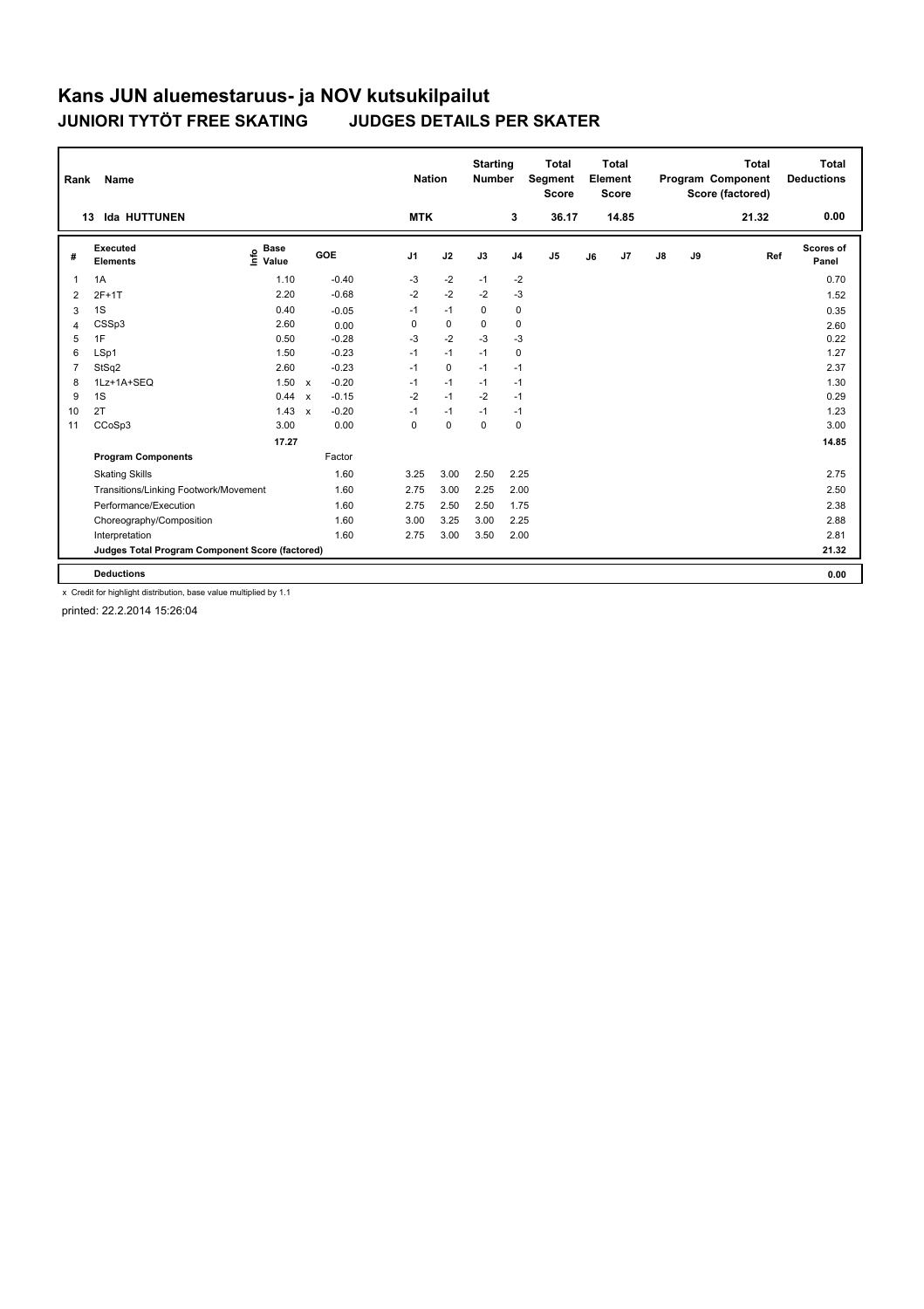# Kans JUN aluemestaruus- ja NOV kutsukilpailut

## JUNIORI TYTÖT FREE SKATING JUDGES DETAILS PER SKATER

| Rank | Name | Nation | Starting Number | Total Segment Score | Total Element Score | Total Program Component Score (factored) | Total Deductions |
|---|---|---|---|---|---|---|---|
| 13 | Ida HUTTUNEN | MTK | 3 | 36.17 | 14.85 | 21.32 | 0.00 |

| # | Executed Elements | Info | Base Value | | GOE | J1 | J2 | J3 | J4 | J5 | J6 | J7 | J8 | J9 | Ref | Scores of Panel |
|---|---|---|---|---|---|---|---|---|---|---|---|---|---|---|---|---|
| 1 | 1A | | 1.10 | | -0.40 | -3 | -2 | -1 | -2 | | | | | | | 0.70 |
| 2 | 2F+1T | | 2.20 | | -0.68 | -2 | -2 | -2 | -3 | | | | | | | 1.52 |
| 3 | 1S | | 0.40 | | -0.05 | -1 | -1 | 0 | 0 | | | | | | | 0.35 |
| 4 | CSSp3 | | 2.60 | | 0.00 | 0 | 0 | 0 | 0 | | | | | | | 2.60 |
| 5 | 1F | | 0.50 | | -0.28 | -3 | -2 | -3 | -3 | | | | | | | 0.22 |
| 6 | LSp1 | | 1.50 | | -0.23 | -1 | -1 | -1 | 0 | | | | | | | 1.27 |
| 7 | StSq2 | | 2.60 | | -0.23 | -1 | 0 | -1 | -1 | | | | | | | 2.37 |
| 8 | 1Lz+1A+SEQ | | 1.50 | x | -0.20 | -1 | -1 | -1 | -1 | | | | | | | 1.30 |
| 9 | 1S | | 0.44 | x | -0.15 | -2 | -1 | -2 | -1 | | | | | | | 0.29 |
| 10 | 2T | | 1.43 | x | -0.20 | -1 | -1 | -1 | -1 | | | | | | | 1.23 |
| 11 | CCoSp3 | | 3.00 | | 0.00 | 0 | 0 | 0 | 0 | | | | | | | 3.00 |
| | | | 17.27 | | | | | | | | | | | | | 14.85 |
| | **Program Components** | | | | Factor | | | | | | | | | | | |
| | Skating Skills | | | | 1.60 | 3.25 | 3.00 | 2.50 | 2.25 | | | | | | | 2.75 |
| | Transitions/Linking Footwork/Movement | | | | 1.60 | 2.75 | 3.00 | 2.25 | 2.00 | | | | | | | 2.50 |
| | Performance/Execution | | | | 1.60 | 2.75 | 2.50 | 2.50 | 1.75 | | | | | | | 2.38 |
| | Choreography/Composition | | | | 1.60 | 3.00 | 3.25 | 3.00 | 2.25 | | | | | | | 2.88 |
| | Interpretation | | | | 1.60 | 2.75 | 3.00 | 3.50 | 2.00 | | | | | | | 2.81 |
| | **Judges Total Program Component Score (factored)** | | | | | | | | | | | | | | | 21.32 |
| | **Deductions** | | | | | | | | | | | | | | | 0.00 |

x Credit for highlight distribution, base value multiplied by 1.1

printed: 22.2.2014 15:26:04